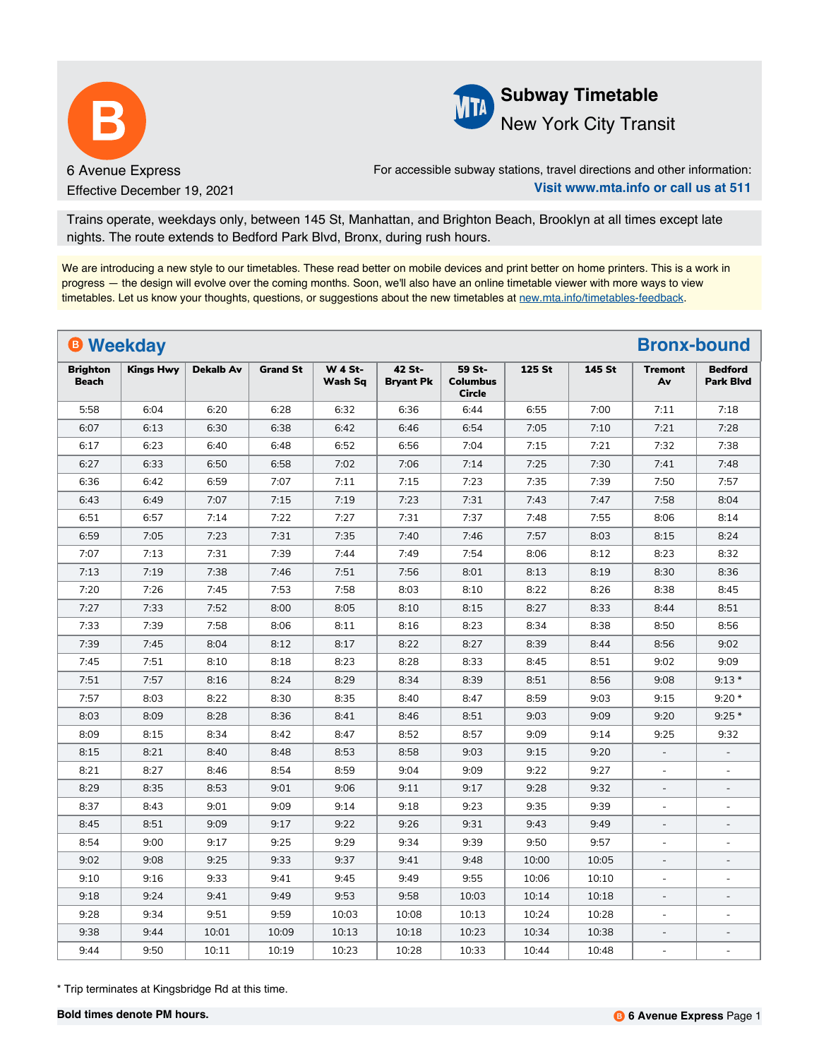# B

6 Avenue Express

Effective December 19, 2021

**Subway Timetable**

New York City Transit

For accessible subway stations, travel directions and other information:
**Visit www.mta.info or call us at 511**

Trains operate, weekdays only, between 145 St, Manhattan, and Brighton Beach, Brooklyn at all times except late nights. The route extends to Bedford Park Blvd, Bronx, during rush hours.

We are introducing a new style to our timetables. These read better on mobile devices and print better on home printers. This is a work in progress — the design will evolve over the coming months. Soon, we'll also have an online timetable viewer with more ways to view timetables. Let us know your thoughts, questions, or suggestions about the new timetables at new.mta.info/timetables-feedback.

## Weekday — Bronx-bound

| Brighton Beach | Kings Hwy | Dekalb Av | Grand St | W 4 St-Wash Sq | 42 St-Bryant Pk | 59 St-Columbus Circle | 125 St | 145 St | Tremont Av | Bedford Park Blvd |
|---|---|---|---|---|---|---|---|---|---|---|
| 5:58 | 6:04 | 6:20 | 6:28 | 6:32 | 6:36 | 6:44 | 6:55 | 7:00 | 7:11 | 7:18 |
| 6:07 | 6:13 | 6:30 | 6:38 | 6:42 | 6:46 | 6:54 | 7:05 | 7:10 | 7:21 | 7:28 |
| 6:17 | 6:23 | 6:40 | 6:48 | 6:52 | 6:56 | 7:04 | 7:15 | 7:21 | 7:32 | 7:38 |
| 6:27 | 6:33 | 6:50 | 6:58 | 7:02 | 7:06 | 7:14 | 7:25 | 7:30 | 7:41 | 7:48 |
| 6:36 | 6:42 | 6:59 | 7:07 | 7:11 | 7:15 | 7:23 | 7:35 | 7:39 | 7:50 | 7:57 |
| 6:43 | 6:49 | 7:07 | 7:15 | 7:19 | 7:23 | 7:31 | 7:43 | 7:47 | 7:58 | 8:04 |
| 6:51 | 6:57 | 7:14 | 7:22 | 7:27 | 7:31 | 7:37 | 7:48 | 7:55 | 8:06 | 8:14 |
| 6:59 | 7:05 | 7:23 | 7:31 | 7:35 | 7:40 | 7:46 | 7:57 | 8:03 | 8:15 | 8:24 |
| 7:07 | 7:13 | 7:31 | 7:39 | 7:44 | 7:49 | 7:54 | 8:06 | 8:12 | 8:23 | 8:32 |
| 7:13 | 7:19 | 7:38 | 7:46 | 7:51 | 7:56 | 8:01 | 8:13 | 8:19 | 8:30 | 8:36 |
| 7:20 | 7:26 | 7:45 | 7:53 | 7:58 | 8:03 | 8:10 | 8:22 | 8:26 | 8:38 | 8:45 |
| 7:27 | 7:33 | 7:52 | 8:00 | 8:05 | 8:10 | 8:15 | 8:27 | 8:33 | 8:44 | 8:51 |
| 7:33 | 7:39 | 7:58 | 8:06 | 8:11 | 8:16 | 8:23 | 8:34 | 8:38 | 8:50 | 8:56 |
| 7:39 | 7:45 | 8:04 | 8:12 | 8:17 | 8:22 | 8:27 | 8:39 | 8:44 | 8:56 | 9:02 |
| 7:45 | 7:51 | 8:10 | 8:18 | 8:23 | 8:28 | 8:33 | 8:45 | 8:51 | 9:02 | 9:09 |
| 7:51 | 7:57 | 8:16 | 8:24 | 8:29 | 8:34 | 8:39 | 8:51 | 8:56 | 9:08 | 9:13 * |
| 7:57 | 8:03 | 8:22 | 8:30 | 8:35 | 8:40 | 8:47 | 8:59 | 9:03 | 9:15 | 9:20 * |
| 8:03 | 8:09 | 8:28 | 8:36 | 8:41 | 8:46 | 8:51 | 9:03 | 9:09 | 9:20 | 9:25 * |
| 8:09 | 8:15 | 8:34 | 8:42 | 8:47 | 8:52 | 8:57 | 9:09 | 9:14 | 9:25 | 9:32 |
| 8:15 | 8:21 | 8:40 | 8:48 | 8:53 | 8:58 | 9:03 | 9:15 | 9:20 | - | - |
| 8:21 | 8:27 | 8:46 | 8:54 | 8:59 | 9:04 | 9:09 | 9:22 | 9:27 | - | - |
| 8:29 | 8:35 | 8:53 | 9:01 | 9:06 | 9:11 | 9:17 | 9:28 | 9:32 | - | - |
| 8:37 | 8:43 | 9:01 | 9:09 | 9:14 | 9:18 | 9:23 | 9:35 | 9:39 | - | - |
| 8:45 | 8:51 | 9:09 | 9:17 | 9:22 | 9:26 | 9:31 | 9:43 | 9:49 | - | - |
| 8:54 | 9:00 | 9:17 | 9:25 | 9:29 | 9:34 | 9:39 | 9:50 | 9:57 | - | - |
| 9:02 | 9:08 | 9:25 | 9:33 | 9:37 | 9:41 | 9:48 | 10:00 | 10:05 | - | - |
| 9:10 | 9:16 | 9:33 | 9:41 | 9:45 | 9:49 | 9:55 | 10:06 | 10:10 | - | - |
| 9:18 | 9:24 | 9:41 | 9:49 | 9:53 | 9:58 | 10:03 | 10:14 | 10:18 | - | - |
| 9:28 | 9:34 | 9:51 | 9:59 | 10:03 | 10:08 | 10:13 | 10:24 | 10:28 | - | - |
| 9:38 | 9:44 | 10:01 | 10:09 | 10:13 | 10:18 | 10:23 | 10:34 | 10:38 | - | - |
| 9:44 | 9:50 | 10:11 | 10:19 | 10:23 | 10:28 | 10:33 | 10:44 | 10:48 | - | - |

* Trip terminates at Kingsbridge Rd at this time.

**Bold times denote PM hours.**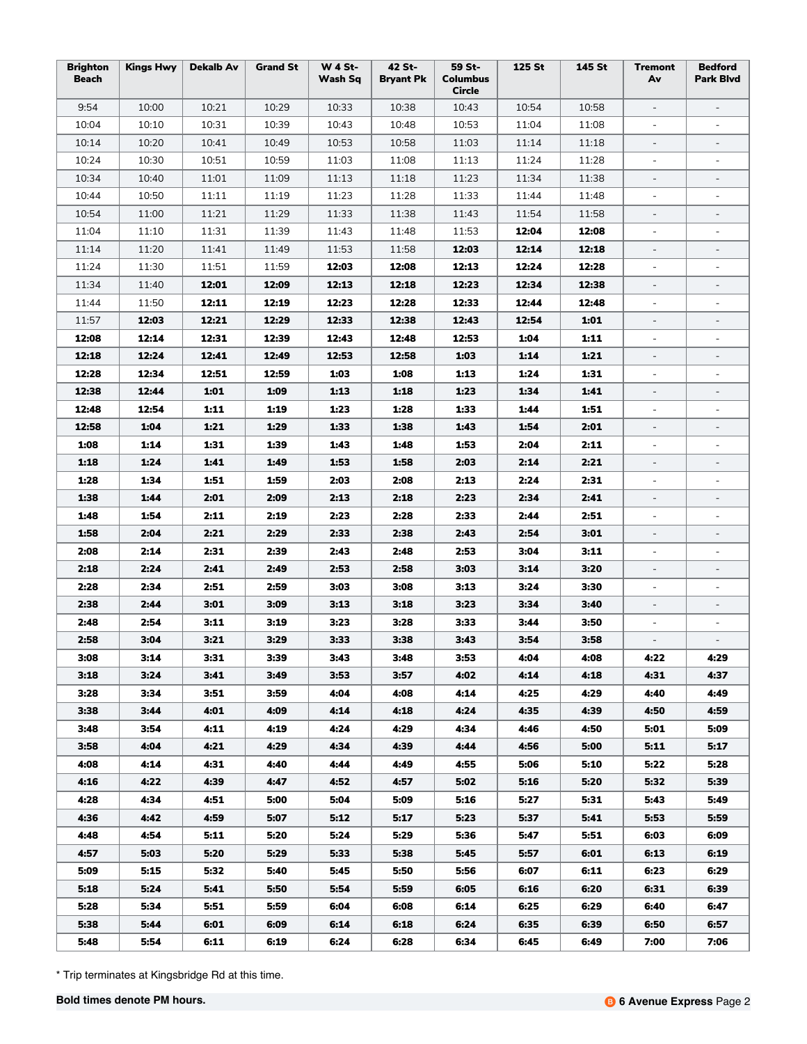| Brighton Beach | Kings Hwy | Dekalb Av | Grand St | W 4 St-Wash Sq | 42 St-Bryant Pk | 59 St-Columbus Circle | 125 St | 145 St | Tremont Av | Bedford Park Blvd |
|---|---|---|---|---|---|---|---|---|---|---|
| 9:54 | 10:00 | 10:21 | 10:29 | 10:33 | 10:38 | 10:43 | 10:54 | 10:58 | - | - |
| 10:04 | 10:10 | 10:31 | 10:39 | 10:43 | 10:48 | 10:53 | 11:04 | 11:08 | - | - |
| 10:14 | 10:20 | 10:41 | 10:49 | 10:53 | 10:58 | 11:03 | 11:14 | 11:18 | - | - |
| 10:24 | 10:30 | 10:51 | 10:59 | 11:03 | 11:08 | 11:13 | 11:24 | 11:28 | - | - |
| 10:34 | 10:40 | 11:01 | 11:09 | 11:13 | 11:18 | 11:23 | 11:34 | 11:38 | - | - |
| 10:44 | 10:50 | 11:11 | 11:19 | 11:23 | 11:28 | 11:33 | 11:44 | 11:48 | - | - |
| 10:54 | 11:00 | 11:21 | 11:29 | 11:33 | 11:38 | 11:43 | 11:54 | 11:58 | - | - |
| 11:04 | 11:10 | 11:31 | 11:39 | 11:43 | 11:48 | 11:53 | **12:04** | **12:08** | - | - |
| 11:14 | 11:20 | 11:41 | 11:49 | 11:53 | 11:58 | **12:03** | **12:14** | **12:18** | - | - |
| 11:24 | 11:30 | 11:51 | 11:59 | **12:03** | **12:08** | **12:13** | **12:24** | **12:28** | - | - |
| 11:34 | 11:40 | **12:01** | **12:09** | **12:13** | **12:18** | **12:23** | **12:34** | **12:38** | - | - |
| 11:44 | 11:50 | **12:11** | **12:19** | **12:23** | **12:28** | **12:33** | **12:44** | **12:48** | - | - |
| 11:57 | **12:03** | **12:21** | **12:29** | **12:33** | **12:38** | **12:43** | **12:54** | **1:01** | - | - |
| **12:08** | **12:14** | **12:31** | **12:39** | **12:43** | **12:48** | **12:53** | **1:04** | **1:11** | - | - |
| **12:18** | **12:24** | **12:41** | **12:49** | **12:53** | **12:58** | **1:03** | **1:14** | **1:21** | - | - |
| **12:28** | **12:34** | **12:51** | **12:59** | **1:03** | **1:08** | **1:13** | **1:24** | **1:31** | - | - |
| **12:38** | **12:44** | **1:01** | **1:09** | **1:13** | **1:18** | **1:23** | **1:34** | **1:41** | - | - |
| **12:48** | **12:54** | **1:11** | **1:19** | **1:23** | **1:28** | **1:33** | **1:44** | **1:51** | - | - |
| **12:58** | **1:04** | **1:21** | **1:29** | **1:33** | **1:38** | **1:43** | **1:54** | **2:01** | - | - |
| **1:08** | **1:14** | **1:31** | **1:39** | **1:43** | **1:48** | **1:53** | **2:04** | **2:11** | - | - |
| **1:18** | **1:24** | **1:41** | **1:49** | **1:53** | **1:58** | **2:03** | **2:14** | **2:21** | - | - |
| **1:28** | **1:34** | **1:51** | **1:59** | **2:03** | **2:08** | **2:13** | **2:24** | **2:31** | - | - |
| **1:38** | **1:44** | **2:01** | **2:09** | **2:13** | **2:18** | **2:23** | **2:34** | **2:41** | - | - |
| **1:48** | **1:54** | **2:11** | **2:19** | **2:23** | **2:28** | **2:33** | **2:44** | **2:51** | - | - |
| **1:58** | **2:04** | **2:21** | **2:29** | **2:33** | **2:38** | **2:43** | **2:54** | **3:01** | - | - |
| **2:08** | **2:14** | **2:31** | **2:39** | **2:43** | **2:48** | **2:53** | **3:04** | **3:11** | - | - |
| **2:18** | **2:24** | **2:41** | **2:49** | **2:53** | **2:58** | **3:03** | **3:14** | **3:20** | - | - |
| **2:28** | **2:34** | **2:51** | **2:59** | **3:03** | **3:08** | **3:13** | **3:24** | **3:30** | - | - |
| **2:38** | **2:44** | **3:01** | **3:09** | **3:13** | **3:18** | **3:23** | **3:34** | **3:40** | - | - |
| **2:48** | **2:54** | **3:11** | **3:19** | **3:23** | **3:28** | **3:33** | **3:44** | **3:50** | - | - |
| **2:58** | **3:04** | **3:21** | **3:29** | **3:33** | **3:38** | **3:43** | **3:54** | **3:58** | - | - |
| **3:08** | **3:14** | **3:31** | **3:39** | **3:43** | **3:48** | **3:53** | **4:04** | **4:08** | **4:22** | **4:29** |
| **3:18** | **3:24** | **3:41** | **3:49** | **3:53** | **3:57** | **4:02** | **4:14** | **4:18** | **4:31** | **4:37** |
| **3:28** | **3:34** | **3:51** | **3:59** | **4:04** | **4:08** | **4:14** | **4:25** | **4:29** | **4:40** | **4:49** |
| **3:38** | **3:44** | **4:01** | **4:09** | **4:14** | **4:18** | **4:24** | **4:35** | **4:39** | **4:50** | **4:59** |
| **3:48** | **3:54** | **4:11** | **4:19** | **4:24** | **4:29** | **4:34** | **4:46** | **4:50** | **5:01** | **5:09** |
| **3:58** | **4:04** | **4:21** | **4:29** | **4:34** | **4:39** | **4:44** | **4:56** | **5:00** | **5:11** | **5:17** |
| **4:08** | **4:14** | **4:31** | **4:40** | **4:44** | **4:49** | **4:55** | **5:06** | **5:10** | **5:22** | **5:28** |
| **4:16** | **4:22** | **4:39** | **4:47** | **4:52** | **4:57** | **5:02** | **5:16** | **5:20** | **5:32** | **5:39** |
| **4:28** | **4:34** | **4:51** | **5:00** | **5:04** | **5:09** | **5:16** | **5:27** | **5:31** | **5:43** | **5:49** |
| **4:36** | **4:42** | **4:59** | **5:07** | **5:12** | **5:17** | **5:23** | **5:37** | **5:41** | **5:53** | **5:59** |
| **4:48** | **4:54** | **5:11** | **5:20** | **5:24** | **5:29** | **5:36** | **5:47** | **5:51** | **6:03** | **6:09** |
| **4:57** | **5:03** | **5:20** | **5:29** | **5:33** | **5:38** | **5:45** | **5:57** | **6:01** | **6:13** | **6:19** |
| **5:09** | **5:15** | **5:32** | **5:40** | **5:45** | **5:50** | **5:56** | **6:07** | **6:11** | **6:23** | **6:29** |
| **5:18** | **5:24** | **5:41** | **5:50** | **5:54** | **5:59** | **6:05** | **6:16** | **6:20** | **6:31** | **6:39** |
| **5:28** | **5:34** | **5:51** | **5:59** | **6:04** | **6:08** | **6:14** | **6:25** | **6:29** | **6:40** | **6:47** |
| **5:38** | **5:44** | **6:01** | **6:09** | **6:14** | **6:18** | **6:24** | **6:35** | **6:39** | **6:50** | **6:57** |
| **5:48** | **5:54** | **6:11** | **6:19** | **6:24** | **6:28** | **6:34** | **6:45** | **6:49** | **7:00** | **7:06** |

\* Trip terminates at Kingsbridge Rd at this time.

**Bold times denote PM hours.**

B **6 Avenue Express**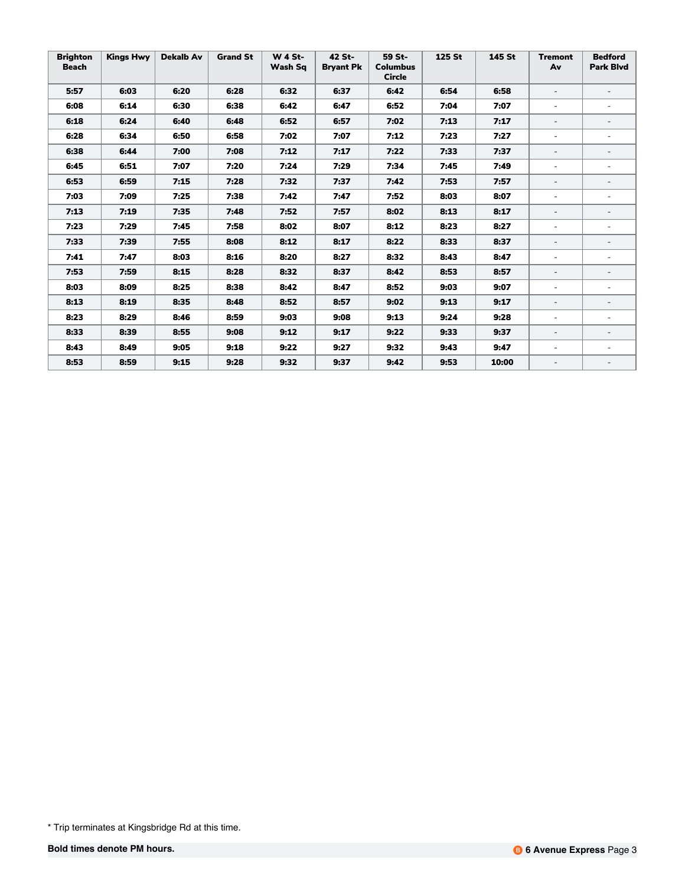| Brighton Beach | Kings Hwy | Dekalb Av | Grand St | W 4 St-Wash Sq | 42 St-Bryant Pk | 59 St-Columbus Circle | 125 St | 145 St | Tremont Av | Bedford Park Blvd |
|---|---|---|---|---|---|---|---|---|---|---|
| **5:57** | **6:03** | **6:20** | **6:28** | **6:32** | **6:37** | **6:42** | **6:54** | **6:58** | - | - |
| **6:08** | **6:14** | **6:30** | **6:38** | **6:42** | **6:47** | **6:52** | **7:04** | **7:07** | - | - |
| **6:18** | **6:24** | **6:40** | **6:48** | **6:52** | **6:57** | **7:02** | **7:13** | **7:17** | - | - |
| **6:28** | **6:34** | **6:50** | **6:58** | **7:02** | **7:07** | **7:12** | **7:23** | **7:27** | - | - |
| **6:38** | **6:44** | **7:00** | **7:08** | **7:12** | **7:17** | **7:22** | **7:33** | **7:37** | - | - |
| **6:45** | **6:51** | **7:07** | **7:20** | **7:24** | **7:29** | **7:34** | **7:45** | **7:49** | - | - |
| **6:53** | **6:59** | **7:15** | **7:28** | **7:32** | **7:37** | **7:42** | **7:53** | **7:57** | - | - |
| **7:03** | **7:09** | **7:25** | **7:38** | **7:42** | **7:47** | **7:52** | **8:03** | **8:07** | - | - |
| **7:13** | **7:19** | **7:35** | **7:48** | **7:52** | **7:57** | **8:02** | **8:13** | **8:17** | - | - |
| **7:23** | **7:29** | **7:45** | **7:58** | **8:02** | **8:07** | **8:12** | **8:23** | **8:27** | - | - |
| **7:33** | **7:39** | **7:55** | **8:08** | **8:12** | **8:17** | **8:22** | **8:33** | **8:37** | - | - |
| **7:41** | **7:47** | **8:03** | **8:16** | **8:20** | **8:27** | **8:32** | **8:43** | **8:47** | - | - |
| **7:53** | **7:59** | **8:15** | **8:28** | **8:32** | **8:37** | **8:42** | **8:53** | **8:57** | - | - |
| **8:03** | **8:09** | **8:25** | **8:38** | **8:42** | **8:47** | **8:52** | **9:03** | **9:07** | - | - |
| **8:13** | **8:19** | **8:35** | **8:48** | **8:52** | **8:57** | **9:02** | **9:13** | **9:17** | - | - |
| **8:23** | **8:29** | **8:46** | **8:59** | **9:03** | **9:08** | **9:13** | **9:24** | **9:28** | - | - |
| **8:33** | **8:39** | **8:55** | **9:08** | **9:12** | **9:17** | **9:22** | **9:33** | **9:37** | - | - |
| **8:43** | **8:49** | **9:05** | **9:18** | **9:22** | **9:27** | **9:32** | **9:43** | **9:47** | - | - |
| **8:53** | **8:59** | **9:15** | **9:28** | **9:32** | **9:37** | **9:42** | **9:53** | **10:00** | - | - |

* Trip terminates at Kingsbridge Rd at this time.

**Bold times denote PM hours.**

**6 Avenue Express**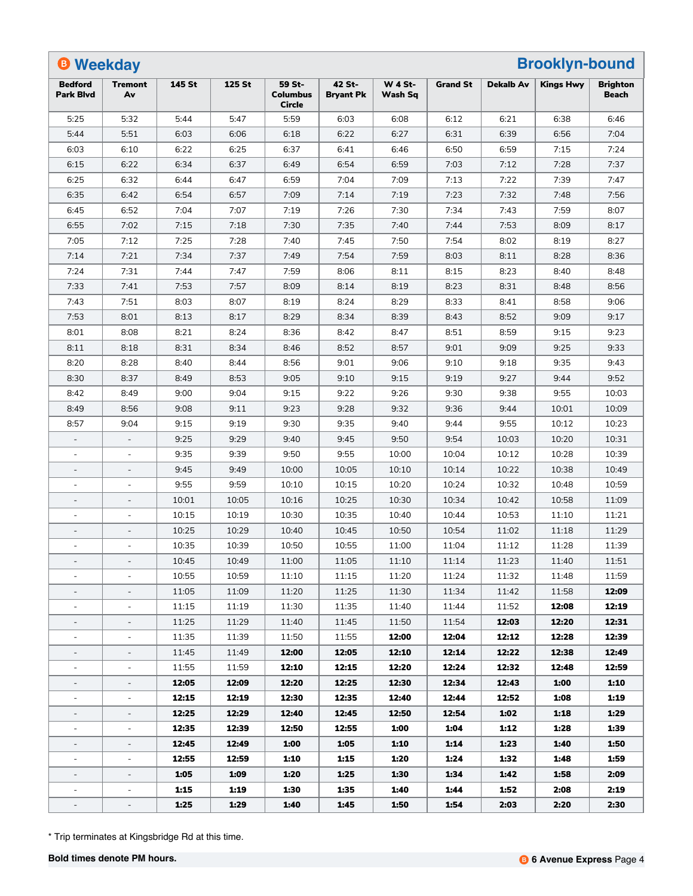## B Weekday — Brooklyn-bound

| Bedford Park Blvd | Tremont Av | 145 St | 125 St | 59 St-Columbus Circle | 42 St-Bryant Pk | W 4 St-Wash Sq | Grand St | Dekalb Av | Kings Hwy | Brighton Beach |
|---|---|---|---|---|---|---|---|---|---|---|
| 5:25 | 5:32 | 5:44 | 5:47 | 5:59 | 6:03 | 6:08 | 6:12 | 6:21 | 6:38 | 6:46 |
| 5:44 | 5:51 | 6:03 | 6:06 | 6:18 | 6:22 | 6:27 | 6:31 | 6:39 | 6:56 | 7:04 |
| 6:03 | 6:10 | 6:22 | 6:25 | 6:37 | 6:41 | 6:46 | 6:50 | 6:59 | 7:15 | 7:24 |
| 6:15 | 6:22 | 6:34 | 6:37 | 6:49 | 6:54 | 6:59 | 7:03 | 7:12 | 7:28 | 7:37 |
| 6:25 | 6:32 | 6:44 | 6:47 | 6:59 | 7:04 | 7:09 | 7:13 | 7:22 | 7:39 | 7:47 |
| 6:35 | 6:42 | 6:54 | 6:57 | 7:09 | 7:14 | 7:19 | 7:23 | 7:32 | 7:48 | 7:56 |
| 6:45 | 6:52 | 7:04 | 7:07 | 7:19 | 7:26 | 7:30 | 7:34 | 7:43 | 7:59 | 8:07 |
| 6:55 | 7:02 | 7:15 | 7:18 | 7:30 | 7:35 | 7:40 | 7:44 | 7:53 | 8:09 | 8:17 |
| 7:05 | 7:12 | 7:25 | 7:28 | 7:40 | 7:45 | 7:50 | 7:54 | 8:02 | 8:19 | 8:27 |
| 7:14 | 7:21 | 7:34 | 7:37 | 7:49 | 7:54 | 7:59 | 8:03 | 8:11 | 8:28 | 8:36 |
| 7:24 | 7:31 | 7:44 | 7:47 | 7:59 | 8:06 | 8:11 | 8:15 | 8:23 | 8:40 | 8:48 |
| 7:33 | 7:41 | 7:53 | 7:57 | 8:09 | 8:14 | 8:19 | 8:23 | 8:31 | 8:48 | 8:56 |
| 7:43 | 7:51 | 8:03 | 8:07 | 8:19 | 8:24 | 8:29 | 8:33 | 8:41 | 8:58 | 9:06 |
| 7:53 | 8:01 | 8:13 | 8:17 | 8:29 | 8:34 | 8:39 | 8:43 | 8:52 | 9:09 | 9:17 |
| 8:01 | 8:08 | 8:21 | 8:24 | 8:36 | 8:42 | 8:47 | 8:51 | 8:59 | 9:15 | 9:23 |
| 8:11 | 8:18 | 8:31 | 8:34 | 8:46 | 8:52 | 8:57 | 9:01 | 9:09 | 9:25 | 9:33 |
| 8:20 | 8:28 | 8:40 | 8:44 | 8:56 | 9:01 | 9:06 | 9:10 | 9:18 | 9:35 | 9:43 |
| 8:30 | 8:37 | 8:49 | 8:53 | 9:05 | 9:10 | 9:15 | 9:19 | 9:27 | 9:44 | 9:52 |
| 8:42 | 8:49 | 9:00 | 9:04 | 9:15 | 9:22 | 9:26 | 9:30 | 9:38 | 9:55 | 10:03 |
| 8:49 | 8:56 | 9:08 | 9:11 | 9:23 | 9:28 | 9:32 | 9:36 | 9:44 | 10:01 | 10:09 |
| 8:57 | 9:04 | 9:15 | 9:19 | 9:30 | 9:35 | 9:40 | 9:44 | 9:55 | 10:12 | 10:23 |
| - | - | 9:25 | 9:29 | 9:40 | 9:45 | 9:50 | 9:54 | 10:03 | 10:20 | 10:31 |
| - | - | 9:35 | 9:39 | 9:50 | 9:55 | 10:00 | 10:04 | 10:12 | 10:28 | 10:39 |
| - | - | 9:45 | 9:49 | 10:00 | 10:05 | 10:10 | 10:14 | 10:22 | 10:38 | 10:49 |
| - | - | 9:55 | 9:59 | 10:10 | 10:15 | 10:20 | 10:24 | 10:32 | 10:48 | 10:59 |
| - | - | 10:01 | 10:05 | 10:16 | 10:25 | 10:30 | 10:34 | 10:42 | 10:58 | 11:09 |
| - | - | 10:15 | 10:19 | 10:30 | 10:35 | 10:40 | 10:44 | 10:53 | 11:10 | 11:21 |
| - | - | 10:25 | 10:29 | 10:40 | 10:45 | 10:50 | 10:54 | 11:02 | 11:18 | 11:29 |
| - | - | 10:35 | 10:39 | 10:50 | 10:55 | 11:00 | 11:04 | 11:12 | 11:28 | 11:39 |
| - | - | 10:45 | 10:49 | 11:00 | 11:05 | 11:10 | 11:14 | 11:23 | 11:40 | 11:51 |
| - | - | 10:55 | 10:59 | 11:10 | 11:15 | 11:20 | 11:24 | 11:32 | 11:48 | 11:59 |
| - | - | 11:05 | 11:09 | 11:20 | 11:25 | 11:30 | 11:34 | 11:42 | 11:58 | **12:09** |
| - | - | 11:15 | 11:19 | 11:30 | 11:35 | 11:40 | 11:44 | 11:52 | **12:08** | **12:19** |
| - | - | 11:25 | 11:29 | 11:40 | 11:45 | 11:50 | 11:54 | **12:03** | **12:20** | **12:31** |
| - | - | 11:35 | 11:39 | 11:50 | 11:55 | **12:00** | **12:04** | **12:12** | **12:28** | **12:39** |
| - | - | 11:45 | 11:49 | **12:00** | **12:05** | **12:10** | **12:14** | **12:22** | **12:38** | **12:49** |
| - | - | 11:55 | 11:59 | **12:10** | **12:15** | **12:20** | **12:24** | **12:32** | **12:48** | **12:59** |
| - | - | **12:05** | **12:09** | **12:20** | **12:25** | **12:30** | **12:34** | **12:43** | **1:00** | **1:10** |
| - | - | **12:15** | **12:19** | **12:30** | **12:35** | **12:40** | **12:44** | **12:52** | **1:08** | **1:19** |
| - | - | **12:25** | **12:29** | **12:40** | **12:45** | **12:50** | **12:54** | **1:02** | **1:18** | **1:29** |
| - | - | **12:35** | **12:39** | **12:50** | **12:55** | **1:00** | **1:04** | **1:12** | **1:28** | **1:39** |
| - | - | **12:45** | **12:49** | **1:00** | **1:05** | **1:10** | **1:14** | **1:23** | **1:40** | **1:50** |
| - | - | **12:55** | **12:59** | **1:10** | **1:15** | **1:20** | **1:24** | **1:32** | **1:48** | **1:59** |
| - | - | **1:05** | **1:09** | **1:20** | **1:25** | **1:30** | **1:34** | **1:42** | **1:58** | **2:09** |
| - | - | **1:15** | **1:19** | **1:30** | **1:35** | **1:40** | **1:44** | **1:52** | **2:08** | **2:19** |
| - | - | **1:25** | **1:29** | **1:40** | **1:45** | **1:50** | **1:54** | **2:03** | **2:20** | **2:30** |

* Trip terminates at Kingsbridge Rd at this time.

**Bold times denote PM hours.**

B **6 Avenue Express**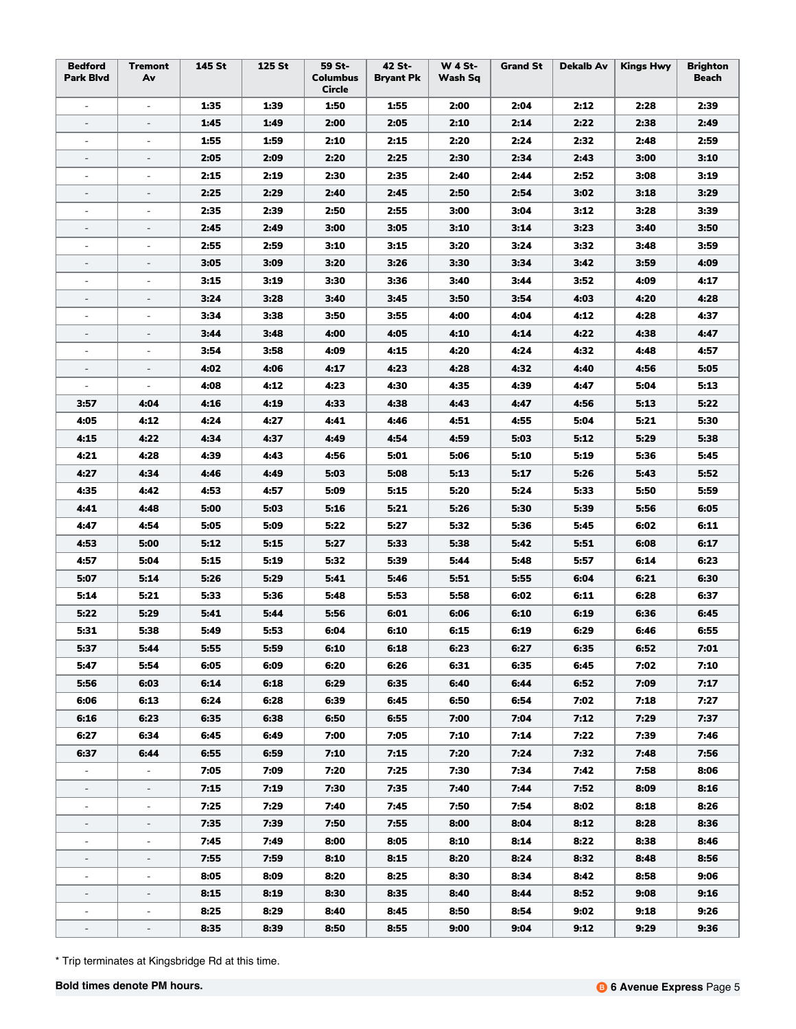| Bedford Park Blvd | Tremont Av | 145 St | 125 St | 59 St-Columbus Circle | 42 St-Bryant Pk | W 4 St-Wash Sq | Grand St | Dekalb Av | Kings Hwy | Brighton Beach |
|---|---|---|---|---|---|---|---|---|---|---|
| - | - | **1:35** | **1:39** | **1:50** | **1:55** | **2:00** | **2:04** | **2:12** | **2:28** | **2:39** |
| - | - | **1:45** | **1:49** | **2:00** | **2:05** | **2:10** | **2:14** | **2:22** | **2:38** | **2:49** |
| - | - | **1:55** | **1:59** | **2:10** | **2:15** | **2:20** | **2:24** | **2:32** | **2:48** | **2:59** |
| - | - | **2:05** | **2:09** | **2:20** | **2:25** | **2:30** | **2:34** | **2:43** | **3:00** | **3:10** |
| - | - | **2:15** | **2:19** | **2:30** | **2:35** | **2:40** | **2:44** | **2:52** | **3:08** | **3:19** |
| - | - | **2:25** | **2:29** | **2:40** | **2:45** | **2:50** | **2:54** | **3:02** | **3:18** | **3:29** |
| - | - | **2:35** | **2:39** | **2:50** | **2:55** | **3:00** | **3:04** | **3:12** | **3:28** | **3:39** |
| - | - | **2:45** | **2:49** | **3:00** | **3:05** | **3:10** | **3:14** | **3:23** | **3:40** | **3:50** |
| - | - | **2:55** | **2:59** | **3:10** | **3:15** | **3:20** | **3:24** | **3:32** | **3:48** | **3:59** |
| - | - | **3:05** | **3:09** | **3:20** | **3:26** | **3:30** | **3:34** | **3:42** | **3:59** | **4:09** |
| - | - | **3:15** | **3:19** | **3:30** | **3:36** | **3:40** | **3:44** | **3:52** | **4:09** | **4:17** |
| - | - | **3:24** | **3:28** | **3:40** | **3:45** | **3:50** | **3:54** | **4:03** | **4:20** | **4:28** |
| - | - | **3:34** | **3:38** | **3:50** | **3:55** | **4:00** | **4:04** | **4:12** | **4:28** | **4:37** |
| - | - | **3:44** | **3:48** | **4:00** | **4:05** | **4:10** | **4:14** | **4:22** | **4:38** | **4:47** |
| - | - | **3:54** | **3:58** | **4:09** | **4:15** | **4:20** | **4:24** | **4:32** | **4:48** | **4:57** |
| - | - | **4:02** | **4:06** | **4:17** | **4:23** | **4:28** | **4:32** | **4:40** | **4:56** | **5:05** |
| - | - | **4:08** | **4:12** | **4:23** | **4:30** | **4:35** | **4:39** | **4:47** | **5:04** | **5:13** |
| **3:57** | **4:04** | **4:16** | **4:19** | **4:33** | **4:38** | **4:43** | **4:47** | **4:56** | **5:13** | **5:22** |
| **4:05** | **4:12** | **4:24** | **4:27** | **4:41** | **4:46** | **4:51** | **4:55** | **5:04** | **5:21** | **5:30** |
| **4:15** | **4:22** | **4:34** | **4:37** | **4:49** | **4:54** | **4:59** | **5:03** | **5:12** | **5:29** | **5:38** |
| **4:21** | **4:28** | **4:39** | **4:43** | **4:56** | **5:01** | **5:06** | **5:10** | **5:19** | **5:36** | **5:45** |
| **4:27** | **4:34** | **4:46** | **4:49** | **5:03** | **5:08** | **5:13** | **5:17** | **5:26** | **5:43** | **5:52** |
| **4:35** | **4:42** | **4:53** | **4:57** | **5:09** | **5:15** | **5:20** | **5:24** | **5:33** | **5:50** | **5:59** |
| **4:41** | **4:48** | **5:00** | **5:03** | **5:16** | **5:21** | **5:26** | **5:30** | **5:39** | **5:56** | **6:05** |
| **4:47** | **4:54** | **5:05** | **5:09** | **5:22** | **5:27** | **5:32** | **5:36** | **5:45** | **6:02** | **6:11** |
| **4:53** | **5:00** | **5:12** | **5:15** | **5:27** | **5:33** | **5:38** | **5:42** | **5:51** | **6:08** | **6:17** |
| **4:57** | **5:04** | **5:15** | **5:19** | **5:32** | **5:39** | **5:44** | **5:48** | **5:57** | **6:14** | **6:23** |
| **5:07** | **5:14** | **5:26** | **5:29** | **5:41** | **5:46** | **5:51** | **5:55** | **6:04** | **6:21** | **6:30** |
| **5:14** | **5:21** | **5:33** | **5:36** | **5:48** | **5:53** | **5:58** | **6:02** | **6:11** | **6:28** | **6:37** |
| **5:22** | **5:29** | **5:41** | **5:44** | **5:56** | **6:01** | **6:06** | **6:10** | **6:19** | **6:36** | **6:45** |
| **5:31** | **5:38** | **5:49** | **5:53** | **6:04** | **6:10** | **6:15** | **6:19** | **6:29** | **6:46** | **6:55** |
| **5:37** | **5:44** | **5:55** | **5:59** | **6:10** | **6:18** | **6:23** | **6:27** | **6:35** | **6:52** | **7:01** |
| **5:47** | **5:54** | **6:05** | **6:09** | **6:20** | **6:26** | **6:31** | **6:35** | **6:45** | **7:02** | **7:10** |
| **5:56** | **6:03** | **6:14** | **6:18** | **6:29** | **6:35** | **6:40** | **6:44** | **6:52** | **7:09** | **7:17** |
| **6:06** | **6:13** | **6:24** | **6:28** | **6:39** | **6:45** | **6:50** | **6:54** | **7:02** | **7:18** | **7:27** |
| **6:16** | **6:23** | **6:35** | **6:38** | **6:50** | **6:55** | **7:00** | **7:04** | **7:12** | **7:29** | **7:37** |
| **6:27** | **6:34** | **6:45** | **6:49** | **7:00** | **7:05** | **7:10** | **7:14** | **7:22** | **7:39** | **7:46** |
| **6:37** | **6:44** | **6:55** | **6:59** | **7:10** | **7:15** | **7:20** | **7:24** | **7:32** | **7:48** | **7:56** |
| - | - | **7:05** | **7:09** | **7:20** | **7:25** | **7:30** | **7:34** | **7:42** | **7:58** | **8:06** |
| - | - | **7:15** | **7:19** | **7:30** | **7:35** | **7:40** | **7:44** | **7:52** | **8:09** | **8:16** |
| - | - | **7:25** | **7:29** | **7:40** | **7:45** | **7:50** | **7:54** | **8:02** | **8:18** | **8:26** |
| - | - | **7:35** | **7:39** | **7:50** | **7:55** | **8:00** | **8:04** | **8:12** | **8:28** | **8:36** |
| - | - | **7:45** | **7:49** | **8:00** | **8:05** | **8:10** | **8:14** | **8:22** | **8:38** | **8:46** |
| - | - | **7:55** | **7:59** | **8:10** | **8:15** | **8:20** | **8:24** | **8:32** | **8:48** | **8:56** |
| - | - | **8:05** | **8:09** | **8:20** | **8:25** | **8:30** | **8:34** | **8:42** | **8:58** | **9:06** |
| - | - | **8:15** | **8:19** | **8:30** | **8:35** | **8:40** | **8:44** | **8:52** | **9:08** | **9:16** |
| - | - | **8:25** | **8:29** | **8:40** | **8:45** | **8:50** | **8:54** | **9:02** | **9:18** | **9:26** |
| - | - | **8:35** | **8:39** | **8:50** | **8:55** | **9:00** | **9:04** | **9:12** | **9:29** | **9:36** |

* Trip terminates at Kingsbridge Rd at this time.

**Bold times denote PM hours.**

B **6 Avenue Express**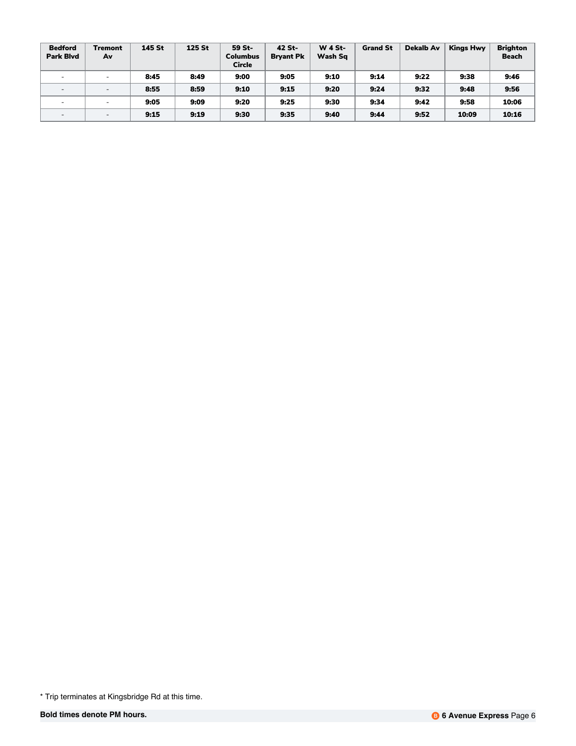| Bedford Park Blvd | Tremont Av | 145 St | 125 St | 59 St-Columbus Circle | 42 St-Bryant Pk | W 4 St-Wash Sq | Grand St | Dekalb Av | Kings Hwy | Brighton Beach |
|---|---|---|---|---|---|---|---|---|---|---|
| - | - | **8:45** | **8:49** | **9:00** | **9:05** | **9:10** | **9:14** | **9:22** | **9:38** | **9:46** |
| - | - | **8:55** | **8:59** | **9:10** | **9:15** | **9:20** | **9:24** | **9:32** | **9:48** | **9:56** |
| - | - | **9:05** | **9:09** | **9:20** | **9:25** | **9:30** | **9:34** | **9:42** | **9:58** | **10:06** |
| - | - | **9:15** | **9:19** | **9:30** | **9:35** | **9:40** | **9:44** | **9:52** | **10:09** | **10:16** |

* Trip terminates at Kingsbridge Rd at this time.

**Bold times denote PM hours.**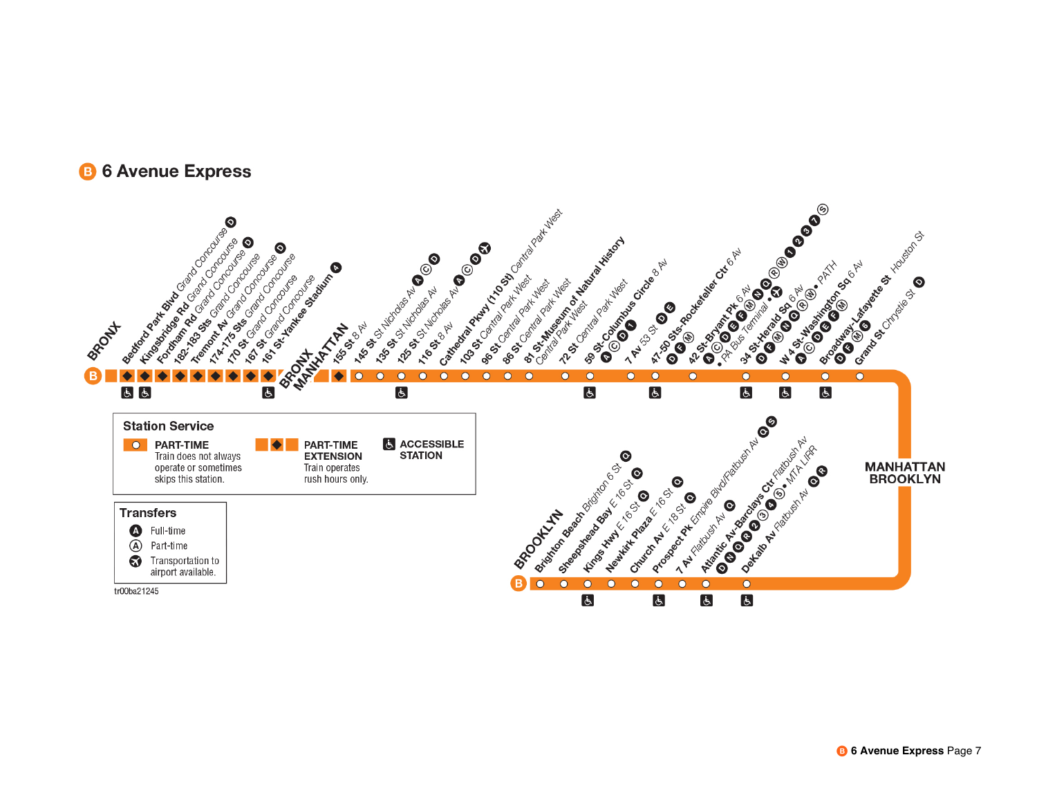# B 6 Avenue Express

**BRONX**

- **Bedford Park Blvd** Grand Concourse D
- **Kingsbridge Rd** Grand Concourse D
- **Fordham Rd** Grand Concourse D
- **182-183 Sts** Grand Concourse
- **Tremont Av** Grand Concourse D
- **174-175 Sts** Grand Concourse
- **170 St** Grand Concourse
- **167 St** Grand Concourse
- **161 St-Yankee Stadium** 4

**BRONX / MANHATTAN**

- **155 St** 8 Av
- **145 St** St Nicholas Av A C D
- **135 St** St Nicholas Av
- **125 St** St Nicholas Av A C D ✈
- **116 St** 8 Av
- **Cathedral Pkwy (110 St)** Central Park West
- **103 St** Central Park West
- **96 St** Central Park West
- **86 St** Central Park West
- **81 St-Museum of Natural History** Central Park West
- **72 St** Central Park West
- **59 St-Columbus Circle** 8 Av A C D 1
- **7 Av** 53 St D E
- **47-50 Sts-Rockefeller Ctr** 6 Av D F M
- **42 St-Bryant Pk** 6 Av A C D E F M N Q R W 1 2 3 7 S • PA Bus Terminal • ✈
- **34 St-Herald Sq** 6 Av D F M N Q R W • PATH
- **W 4 St-Washington Sq** 6 Av A C D E F M
- **Broadway-Lafayette St** Houston St D F M 6
- **Grand St** Chrystie St D

**MANHATTAN / BROOKLYN**

**BROOKLYN**

- **DeKalb Av** Flatbush Av Q R
- **Atlantic Av-Barclays Ctr** Flatbush Av D N Q R 2 3 4 5 • MTA LIRR
- **7 Av** Flatbush Av Q
- **Prospect Pk** Empire Blvd/Flatbush Av Q S
- **Church Av** E 18 St Q
- **Newkirk Plaza** E 16 St Q
- **Kings Hwy** E 16 St Q
- **Sheepshead Bay** E 16 St Q
- **Brighton Beach** Brighton 6 St Q

**Station Service**

- PART-TIME: Train does not always operate or sometimes skips this station.
- PART-TIME EXTENSION: Train operates rush hours only.
- ACCESSIBLE STATION

**Transfers**

- A Full-time
- Ⓐ Part-time
- ✈ Transportation to airport available.

tr00ba21245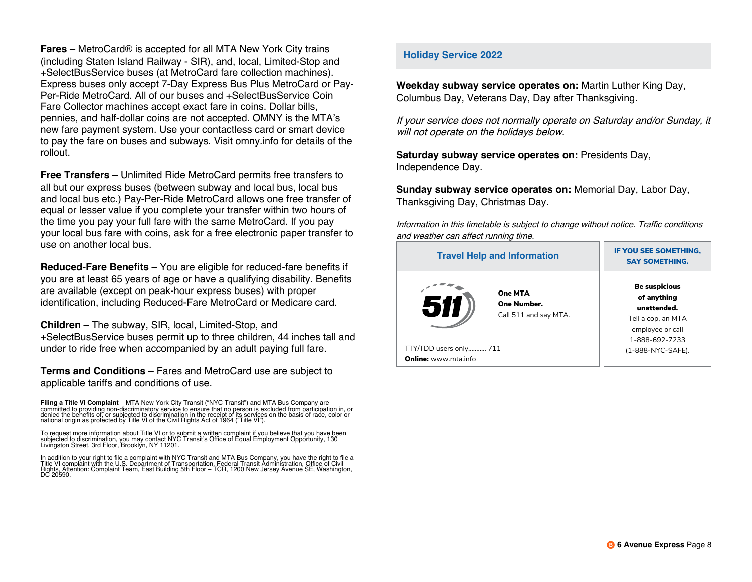**Fares** – MetroCard® is accepted for all MTA New York City trains (including Staten Island Railway - SIR), and, local, Limited-Stop and +SelectBusService buses (at MetroCard fare collection machines). Express buses only accept 7-Day Express Bus Plus MetroCard or Pay-Per-Ride MetroCard. All of our buses and +SelectBusService Coin Fare Collector machines accept exact fare in coins. Dollar bills, pennies, and half-dollar coins are not accepted. OMNY is the MTA's new fare payment system. Use your contactless card or smart device to pay the fare on buses and subways. Visit omny.info for details of the rollout.

**Free Transfers** – Unlimited Ride MetroCard permits free transfers to all but our express buses (between subway and local bus, local bus and local bus etc.) Pay-Per-Ride MetroCard allows one free transfer of equal or lesser value if you complete your transfer within two hours of the time you pay your full fare with the same MetroCard. If you pay your local bus fare with coins, ask for a free electronic paper transfer to use on another local bus.

**Reduced-Fare Benefits** – You are eligible for reduced-fare benefits if you are at least 65 years of age or have a qualifying disability. Benefits are available (except on peak-hour express buses) with proper identification, including Reduced-Fare MetroCard or Medicare card.

**Children** – The subway, SIR, local, Limited-Stop, and +SelectBusService buses permit up to three children, 44 inches tall and under to ride free when accompanied by an adult paying full fare.

**Terms and Conditions** – Fares and MetroCard use are subject to applicable tariffs and conditions of use.

**Filing a Title VI Complaint** – MTA New York City Transit ("NYC Transit") and MTA Bus Company are committed to providing non-discriminatory service to ensure that no person is excluded from participation in, or denied the benefits of, or subjected to discrimination in the receipt of its services on the basis of race, color or national origin as protected by Title VI of the Civil Rights Act of 1964 ("Title VI").

To request more information about Title VI or to submit a written complaint if you believe that you have been subjected to discrimination, you may contact NYC Transit's Office of Equal Employment Opportunity, 130 Livingston Street, 3rd Floor, Brooklyn, NY 11201.

In addition to your right to file a complaint with NYC Transit and MTA Bus Company, you have the right to file a Title VI complaint with the U.S. Department of Transportation, Federal Transit Administration, Office of Civil Rights, Attention: Complaint Team, East Building 5th Floor – TCR, 1200 New Jersey Avenue SE, Washington, DC 20590.

## Holiday Service 2022

**Weekday subway service operates on:** Martin Luther King Day, Columbus Day, Veterans Day, Day after Thanksgiving.

*If your service does not normally operate on Saturday and/or Sunday, it will not operate on the holidays below.*

**Saturday subway service operates on:** Presidents Day, Independence Day.

**Sunday subway service operates on:** Memorial Day, Labor Day, Thanksgiving Day, Christmas Day.

*Information in this timetable is subject to change without notice. Traffic conditions and weather can affect running time.*

### Travel Help and Information

511

**One MTA**
**One Number.**
Call 511 and say MTA.

TTY/TDD users only.......... 711
**Online:** www.mta.info

### IF YOU SEE SOMETHING, SAY SOMETHING.

**Be suspicious of anything unattended.**
Tell a cop, an MTA employee or call 1-888-692-7233 (1-888-NYC-SAFE).